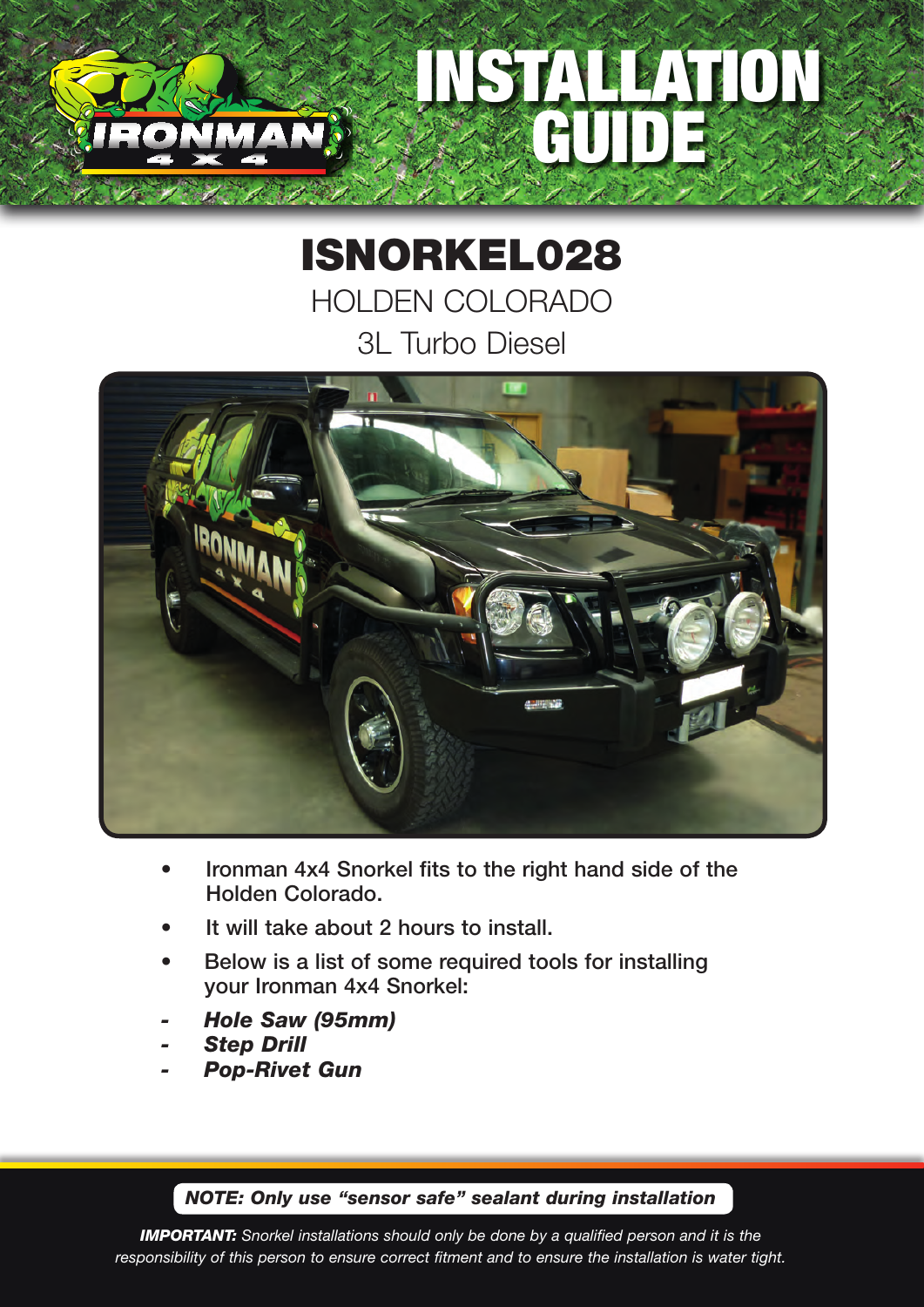# INSTALLATION GUIDE

## ISNORKEL028

HOLDEN COLORADO

3L Turbo Diesel

- **Ironman 4x4 Snorkel fits to the right hand side of the Holden Colorado.**
- **It will take about 2 hours to install.**
- **Below is a list of some required tools for installing your Ironman 4x4 Snorkel:**

- ***Hole Saw (95mm)***
- ***Step Drill***
- ***Pop-Rivet Gun***

***NOTE: Only use "sensor safe" sealant during installation***

***IMPORTANT:*** *Snorkel installations should only be done by a qualified person and it is the responsibility of this person to ensure correct fitment and to ensure the installation is water tight.*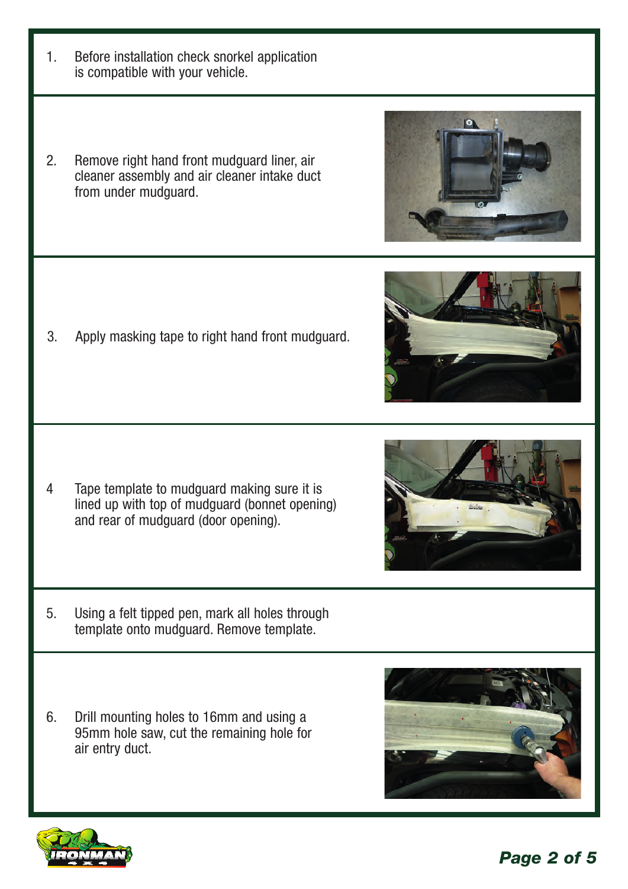1. Before installation check snorkel application is compatible with your vehicle.

2. Remove right hand front mudguard liner, air cleaner assembly and air cleaner intake duct from under mudguard.

3. Apply masking tape to right hand front mudguard.

4 Tape template to mudguard making sure it is lined up with top of mudguard (bonnet opening) and rear of mudguard (door opening).

5. Using a felt tipped pen, mark all holes through template onto mudguard. Remove template.

6. Drill mounting holes to 16mm and using a 95mm hole saw, cut the remaining hole for air entry duct.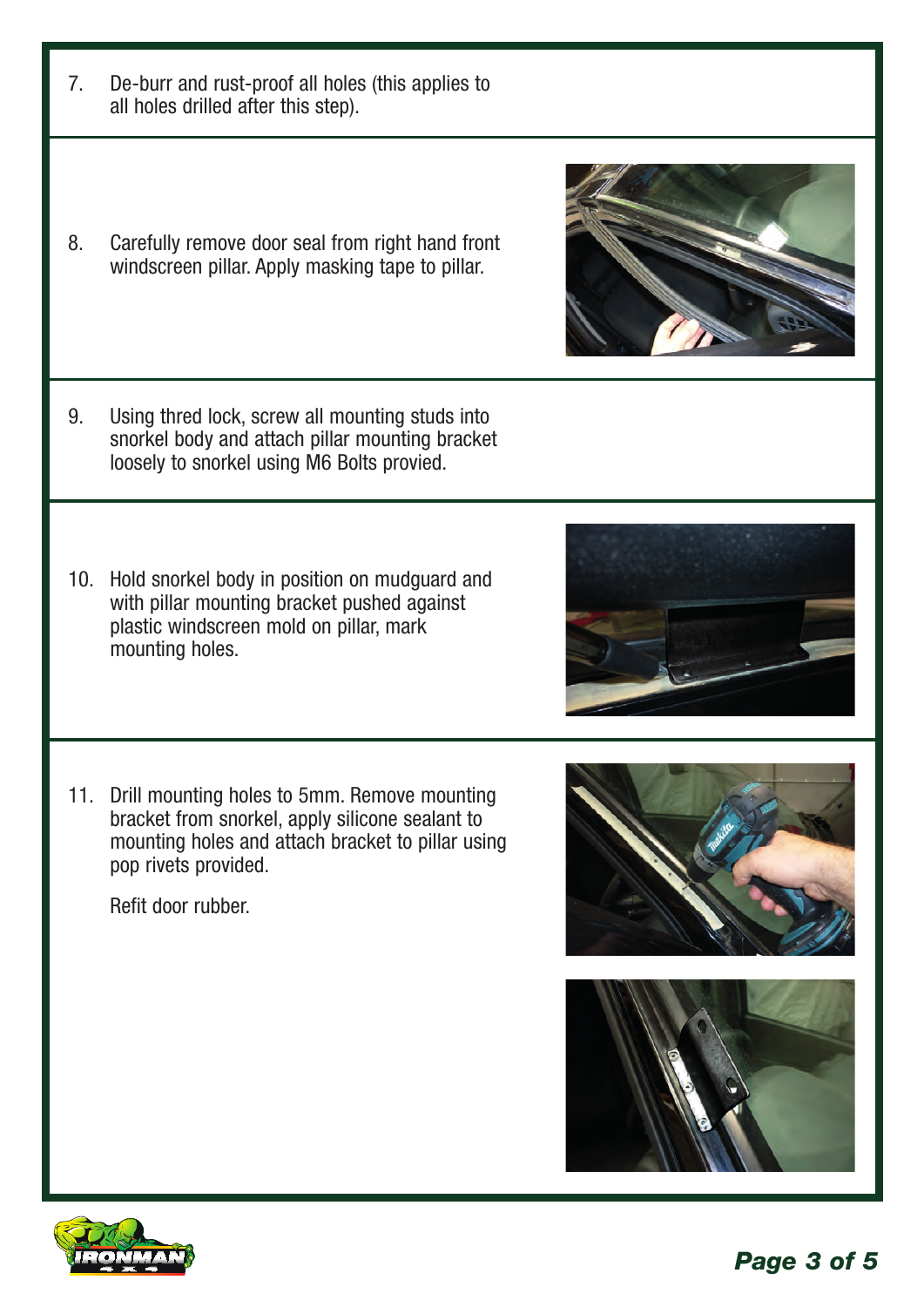7. De-burr and rust-proof all holes (this applies to all holes drilled after this step).

8. Carefully remove door seal from right hand front windscreen pillar. Apply masking tape to pillar.

9. Using thred lock, screw all mounting studs into snorkel body and attach pillar mounting bracket loosely to snorkel using M6 Bolts provied.

10. Hold snorkel body in position on mudguard and with pillar mounting bracket pushed against plastic windscreen mold on pillar, mark mounting holes.

11. Drill mounting holes to 5mm. Remove mounting bracket from snorkel, apply silicone sealant to mounting holes and attach bracket to pillar using pop rivets provided.

    Refit door rubber.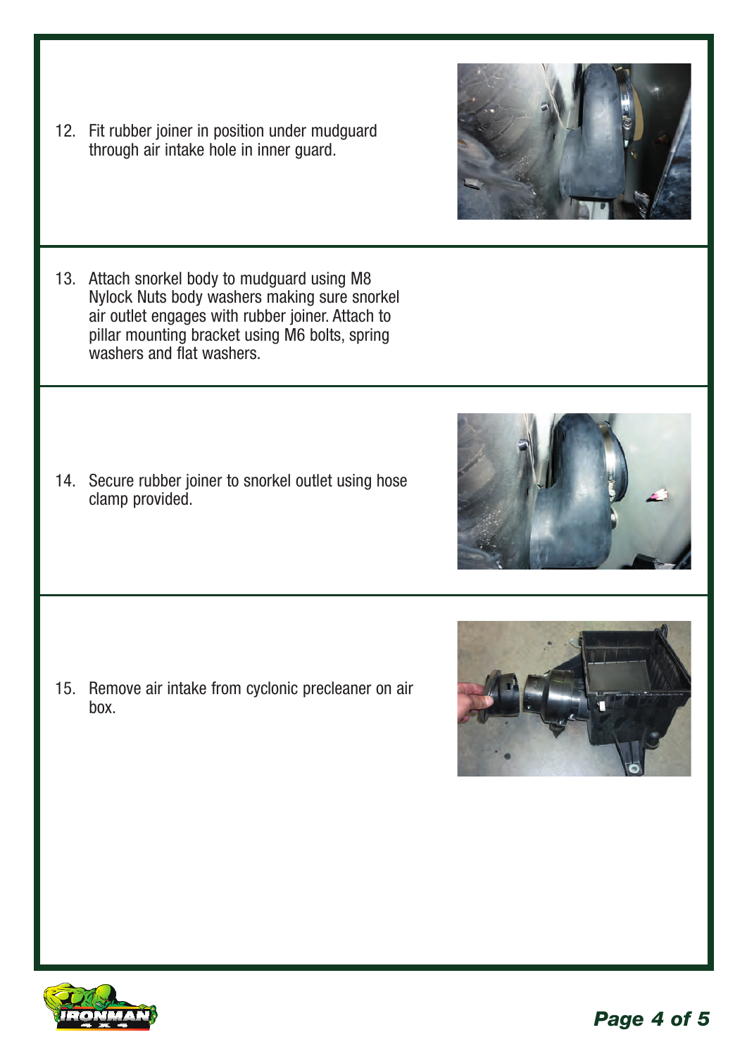12. Fit rubber joiner in position under mudguard through air intake hole in inner guard.

13. Attach snorkel body to mudguard using M8 Nylock Nuts body washers making sure snorkel air outlet engages with rubber joiner. Attach to pillar mounting bracket using M6 bolts, spring washers and flat washers.

14. Secure rubber joiner to snorkel outlet using hose clamp provided.

15. Remove air intake from cyclonic precleaner on air box.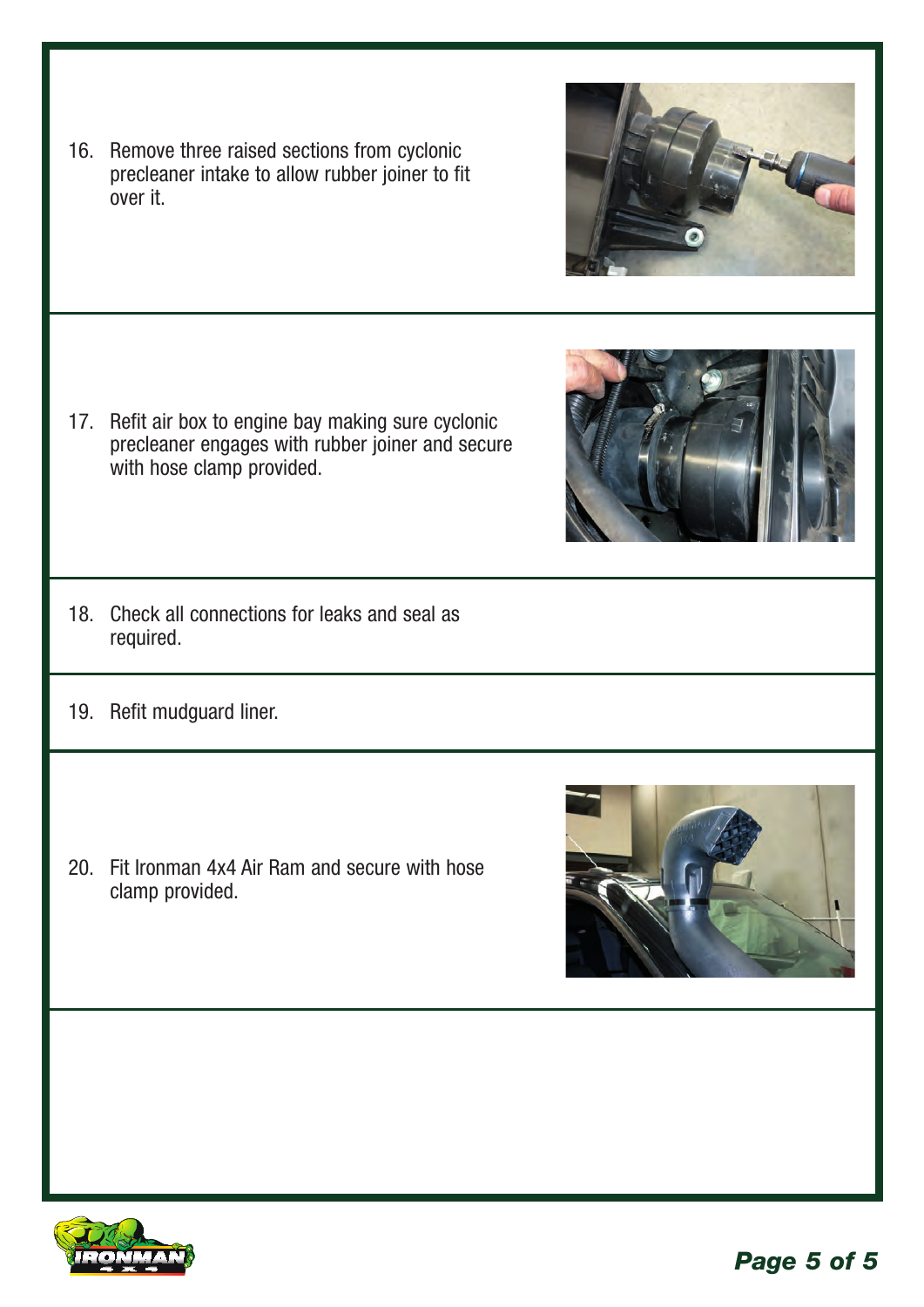16. Remove three raised sections from cyclonic precleaner intake to allow rubber joiner to fit over it.

17. Refit air box to engine bay making sure cyclonic precleaner engages with rubber joiner and secure with hose clamp provided.

18. Check all connections for leaks and seal as required.

19. Refit mudguard liner.

20. Fit Ironman 4x4 Air Ram and secure with hose clamp provided.